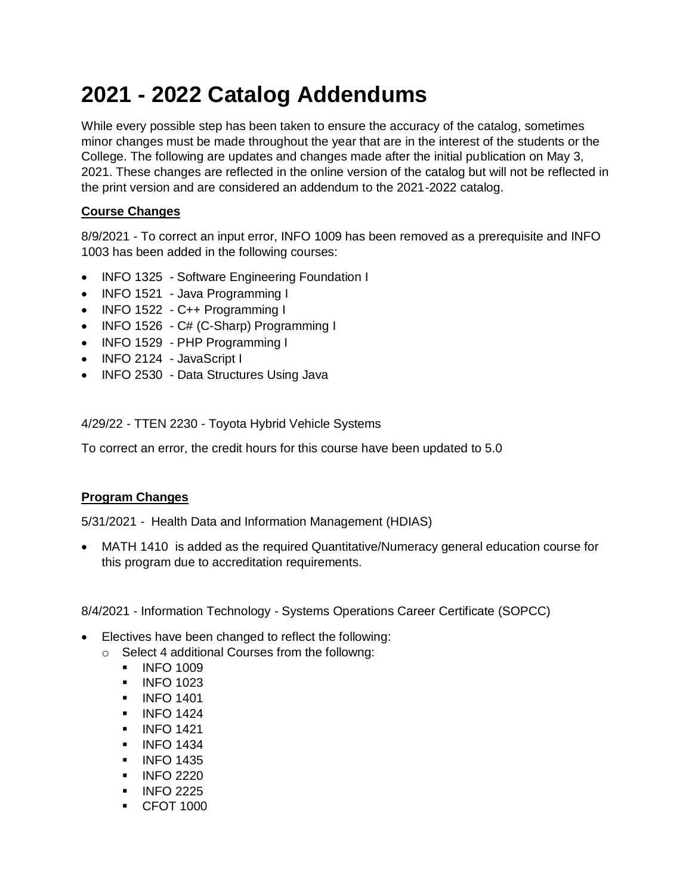# 2021 - 2022 Catalog Addendums

While every possible step has been taken to ensure the accuracy of the catalog, sometimes minor changes must be made throughout the year that are in the interest of the students or the College. The following are updates and changes made after the initial publication on May 3, 2021. These changes are reflected in the online version of the catalog but will not be reflected in the print version and are considered an addendum to the 2021-2022 catalog.

**Course Changes**

8/9/2021 - To correct an input error, INFO 1009 has been removed as a prerequisite and INFO 1003 has been added in the following courses:

- INFO 1325 - Software Engineering Foundation I
- INFO 1521 - Java Programming I
- INFO 1522 - C++ Programming I
- INFO 1526 - C# (C-Sharp) Programming I
- INFO 1529 - PHP Programming I
- INFO 2124 - JavaScript I
- INFO 2530 - Data Structures Using Java

4/29/22 - TTEN 2230 - Toyota Hybrid Vehicle Systems

To correct an error, the credit hours for this course have been updated to 5.0

**Program Changes**

5/31/2021 - Health Data and Information Management (HDIAS)

- MATH 1410 is added as the required Quantitative/Numeracy general education course for this program due to accreditation requirements.

8/4/2021 - Information Technology - Systems Operations Career Certificate (SOPCC)

- Electives have been changed to reflect the following:
  - Select 4 additional Courses from the followng:
    - INFO 1009
    - INFO 1023
    - INFO 1401
    - INFO 1424
    - INFO 1421
    - INFO 1434
    - INFO 1435
    - INFO 2220
    - INFO 2225
    - CFOT 1000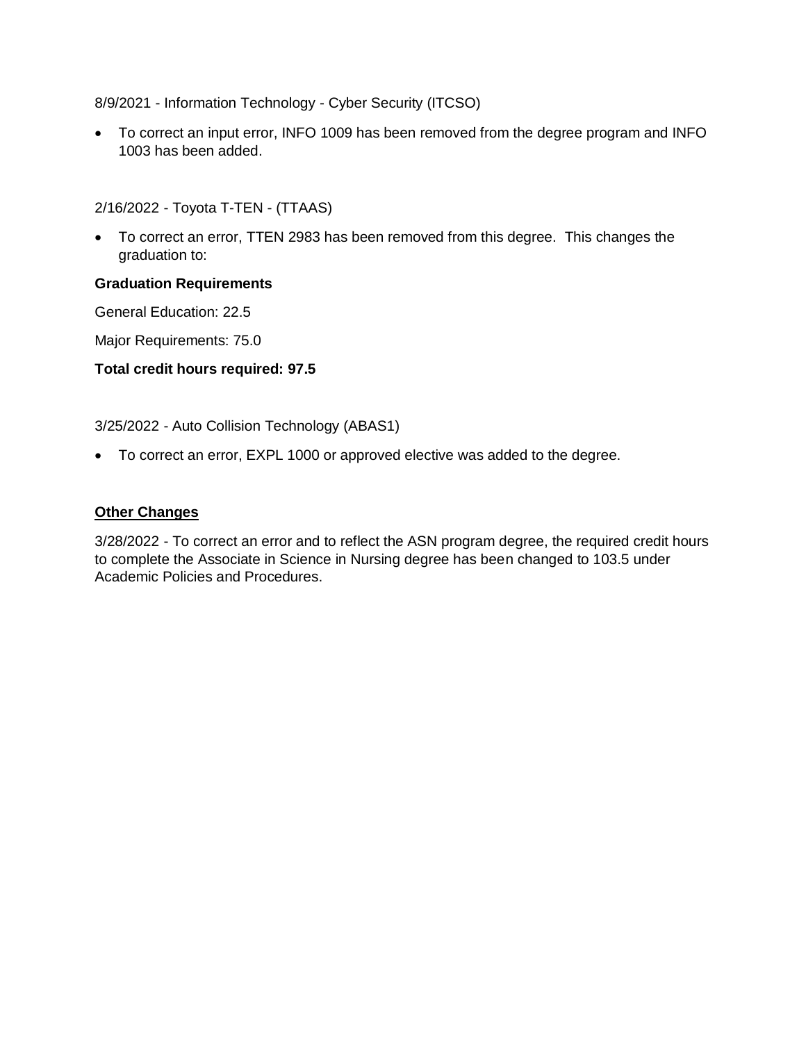8/9/2021 - Information Technology - Cyber Security (ITCSO)

- To correct an input error, INFO 1009 has been removed from the degree program and INFO 1003 has been added.

2/16/2022 - Toyota T-TEN - (TTAAS)

- To correct an error, TTEN 2983 has been removed from this degree. This changes the graduation to:

**Graduation Requirements**

General Education: 22.5

Major Requirements: 75.0

**Total credit hours required: 97.5**

3/25/2022 - Auto Collision Technology (ABAS1)

- To correct an error, EXPL 1000 or approved elective was added to the degree.

**Other Changes**

3/28/2022 - To correct an error and to reflect the ASN program degree, the required credit hours to complete the Associate in Science in Nursing degree has been changed to 103.5 under Academic Policies and Procedures.